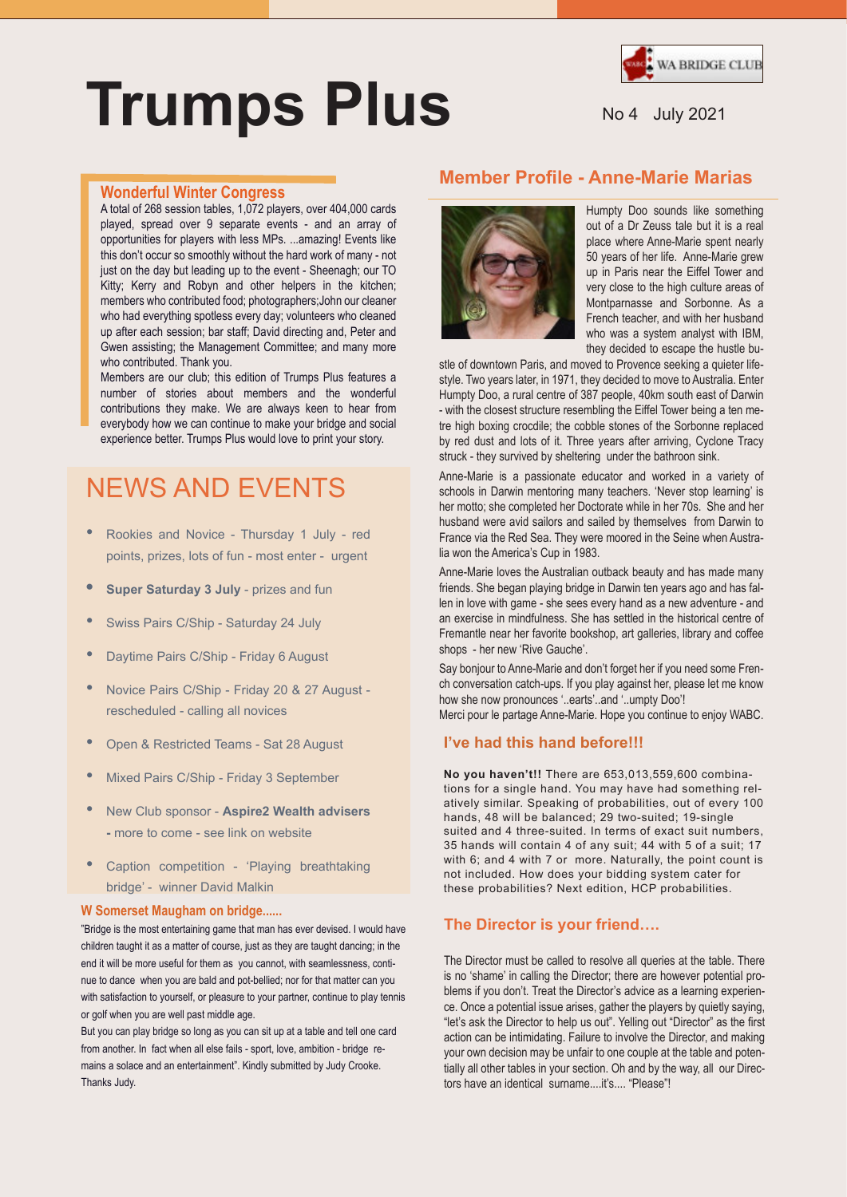# Trumps Plus

WA BRIDGE CLUB

No 4 July 2021

## Wonderful Winter Congress

A total of 268 session tables, 1,072 players, over 404,000 cards played, spread over 9 separate events - and an array of opportunities for players with less MPs. ...amazing! Events like this don't occur so smoothly without the hard work of many - not just on the day but leading up to the event - Sheenagh; our TO Kitty; Kerry and Robyn and other helpers in the kitchen; members who contributed food; photographers;John our cleaner who had everything spotless every day; volunteers who cleaned up after each session; bar staff; David directing and, Peter and Gwen assisting; the Management Committee; and many more who contributed. Thank you.

Members are our club; this edition of Trumps Plus features a number of stories about members and the wonderful contributions they make. We are always keen to hear from everybody how we can continue to make your bridge and social experience better. Trumps Plus would love to print your story.

## NEWS AND EVENTS

- Rookies and Novice - Thursday 1 July - red points, prizes, lots of fun - most enter - urgent
- **Super Saturday 3 July** - prizes and fun
- Swiss Pairs C/Ship - Saturday 24 July
- Daytime Pairs C/Ship - Friday 6 August
- Novice Pairs C/Ship - Friday 20 & 27 August - rescheduled - calling all novices
- Open & Restricted Teams - Sat 28 August
- Mixed Pairs C/Ship - Friday 3 September
- New Club sponsor - **Aspire2 Wealth advisers** - more to come - see link on website
- Caption competition - 'Playing breathtaking bridge' - winner David Malkin

### W Somerset Maugham on bridge......

"Bridge is the most entertaining game that man has ever devised. I would have children taught it as a matter of course, just as they are taught dancing; in the end it will be more useful for them as you cannot, with seamlessness, continue to dance when you are bald and pot-bellied; nor for that matter can you with satisfaction to yourself, or pleasure to your partner, continue to play tennis or golf when you are well past middle age.

But you can play bridge so long as you can sit up at a table and tell one card from another. In fact when all else fails - sport, love, ambition - bridge remains a solace and an entertainment". Kindly submitted by Judy Crooke. Thanks Judy.

## Member Profile - Anne-Marie Marias

Humpty Doo sounds like something out of a Dr Zeuss tale but it is a real place where Anne-Marie spent nearly 50 years of her life. Anne-Marie grew up in Paris near the Eiffel Tower and very close to the high culture areas of Montparnasse and Sorbonne. As a French teacher, and with her husband who was a system analyst with IBM, they decided to escape the hustle bustle of downtown Paris, and moved to Provence seeking a quieter lifestyle. Two years later, in 1971, they decided to move to Australia. Enter Humpty Doo, a rural centre of 387 people, 40km south east of Darwin - with the closest structure resembling the Eiffel Tower being a ten metre high boxing crocdile; the cobble stones of the Sorbonne replaced by red dust and lots of it. Three years after arriving, Cyclone Tracy struck - they survived by sheltering under the bathroom sink.

Anne-Marie is a passionate educator and worked in a variety of schools in Darwin mentoring many teachers. 'Never stop learning' is her motto; she completed her Doctorate while in her 70s. She and her husband were avid sailors and sailed by themselves from Darwin to France via the Red Sea. They were moored in the Seine when Australia won the America's Cup in 1983.

Anne-Marie loves the Australian outback beauty and has made many friends. She began playing bridge in Darwin ten years ago and has fallen in love with game - she sees every hand as a new adventure - and an exercise in mindfulness. She has settled in the historical centre of Fremantle near her favorite bookshop, art galleries, library and coffee shops - her new 'Rive Gauche'.

Say bonjour to Anne-Marie and don't forget her if you need some French conversation catch-ups. If you play against her, please let me know how she now pronounces '..earts'..and '..umpty Doo'!

Merci pour le partage Anne-Marie. Hope you continue to enjoy WABC.

### I've had this hand before!!!

**No you haven't!!** There are 653,013,559,600 combinations for a single hand. You may have had something relatively similar. Speaking of probabilities, out of every 100 hands, 48 will be balanced; 29 two-suited; 19-single suited and 4 three-suited. In terms of exact suit numbers, 35 hands will contain 4 of any suit; 44 with 5 of a suit; 17 with 6; and 4 with 7 or more. Naturally, the point count is not included. How does your bidding system cater for these probabilities? Next edition, HCP probabilities.

### The Director is your friend....

The Director must be called to resolve all queries at the table. There is no 'shame' in calling the Director; there are however potential problems if you don't. Treat the Director's advice as a learning experience. Once a potential issue arises, gather the players by quietly saying, "let's ask the Director to help us out". Yelling out "Director" as the first action can be intimidating. Failure to involve the Director, and making your own decision may be unfair to one couple at the table and potentially all other tables in your section. Oh and by the way, all our Directors have an identical surname....it's.... "Please"!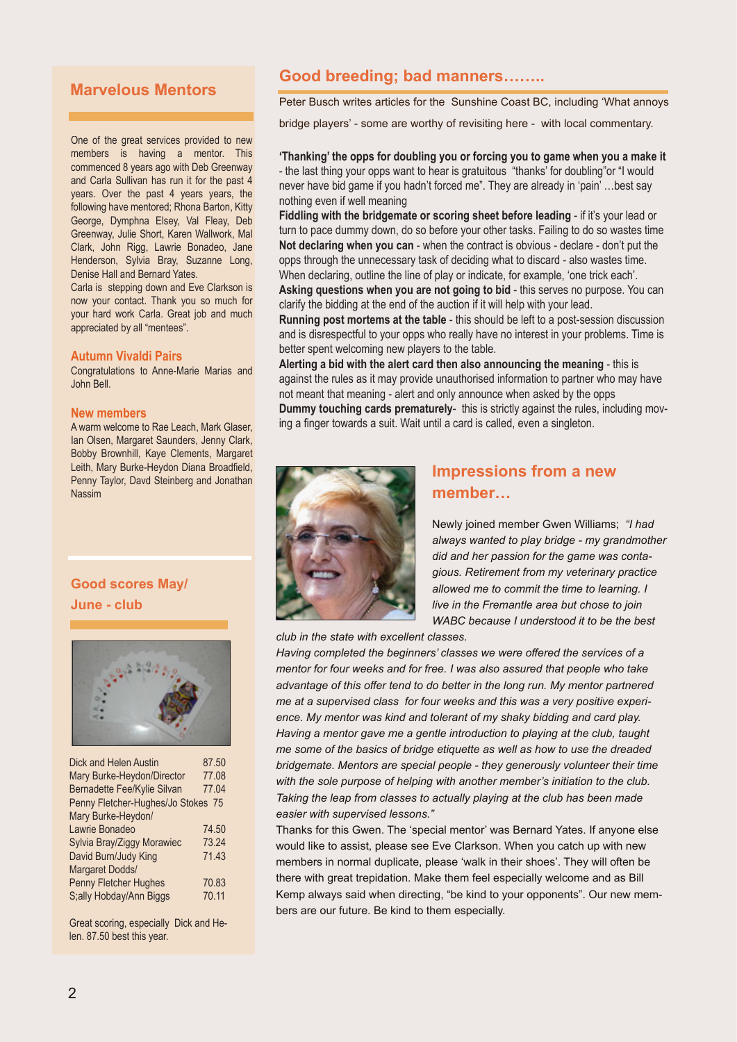## Marvelous Mentors

One of the great services provided to new members is having a mentor. This commenced 8 years ago with Deb Greenway and Carla Sullivan has run it for the past 4 years. Over the past 4 years years, the following have mentored; Rhona Barton, Kitty George, Dymphna Elsey, Val Fleay, Deb Greenway, Julie Short, Karen Wallwork, Mal Clark, John Rigg, Lawrie Bonadeo, Jane Henderson, Sylvia Bray, Suzanne Long, Denise Hall and Bernard Yates.

Carla is stepping down and Eve Clarkson is now your contact. Thank you so much for your hard work Carla. Great job and much appreciated by all "mentees".

### Autumn Vivaldi Pairs

Congratulations to Anne-Marie Marias and John Bell.

### New members

A warm welcome to Rae Leach, Mark Glaser, Ian Olsen, Margaret Saunders, Jenny Clark, Bobby Brownhill, Kaye Clements, Margaret Leith, Mary Burke-Heydon Diana Broadfield, Penny Taylor, Davd Steinberg and Jonathan Nassim

## Good scores May/ June - club

| | |
|---|---|
| Dick and Helen Austin | 87.50 |
| Mary Burke-Heydon/Director | 77.08 |
| Bernadette Fee/Kylie Silvan | 77.04 |
| Penny Fletcher-Hughes/Jo Stokes | 75 |
| Mary Burke-Heydon/ Lawrie Bonadeo | 74.50 |
| Sylvia Bray/Ziggy Morawiec | 73.24 |
| David Burn/Judy King | 71.43 |
| Margaret Dodds/ Penny Fletcher Hughes | 70.83 |
| S;ally Hobday/Ann Biggs | 70.11 |

Great scoring, especially Dick and Helen. 87.50 best this year.

## Good breeding; bad manners……..

Peter Busch writes articles for the Sunshine Coast BC, including 'What annoys bridge players' - some are worthy of revisiting here - with local commentary.

**'Thanking' the opps for doubling you or forcing you to game when you a make it** - the last thing your opps want to hear is gratuitous "thanks' for doubling"or "I would never have bid game if you hadn't forced me". They are already in 'pain' …best say nothing even if well meaning

**Fiddling with the bridgemate or scoring sheet before leading** - if it's your lead or turn to pace dummy down, do so before your other tasks. Failing to do so wastes time

**Not declaring when you can** - when the contract is obvious - declare - don't put the opps through the unnecessary task of deciding what to discard - also wastes time. When declaring, outline the line of play or indicate, for example, 'one trick each'.

**Asking questions when you are not going to bid** - this serves no purpose. You can clarify the bidding at the end of the auction if it will help with your lead.

**Running post mortems at the table** - this should be left to a post-session discussion and is disrespectful to your opps who really have no interest in your problems. Time is better spent welcoming new players to the table.

**Alerting a bid with the alert card then also announcing the meaning** - this is against the rules as it may provide unauthorised information to partner who may have not meant that meaning - alert and only announce when asked by the opps

**Dummy touching cards prematurely**- this is strictly against the rules, including moving a finger towards a suit. Wait until a card is called, even a singleton.

## Impressions from a new member…

Newly joined member Gwen Williams; *"I had always wanted to play bridge - my grandmother did and her passion for the game was contagious. Retirement from my veterinary practice allowed me to commit the time to learning. I live in the Fremantle area but chose to join WABC because I understood it to be the best club in the state with excellent classes.*

*Having completed the beginners' classes we were offered the services of a mentor for four weeks and for free. I was also assured that people who take advantage of this offer tend to do better in the long run. My mentor partnered me at a supervised class for four weeks and this was a very positive experience. My mentor was kind and tolerant of my shaky bidding and card play. Having a mentor gave me a gentle introduction to playing at the club, taught me some of the basics of bridge etiquette as well as how to use the dreaded bridgemate. Mentors are special people - they generously volunteer their time with the sole purpose of helping with another member's initiation to the club. Taking the leap from classes to actually playing at the club has been made easier with supervised lessons."*

Thanks for this Gwen. The 'special mentor' was Bernard Yates. If anyone else would like to assist, please see Eve Clarkson. When you catch up with new members in normal duplicate, please 'walk in their shoes'. They will often be there with great trepidation. Make them feel especially welcome and as Bill Kemp always said when directing, "be kind to your opponents". Our new members are our future. Be kind to them especially.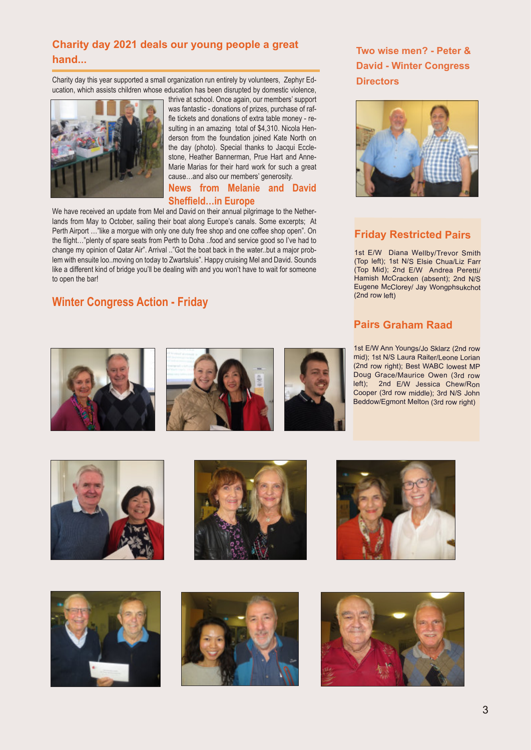## Charity day 2021 deals our young people a great hand...

Charity day this year supported a small organization run entirely by volunteers, Zephyr Education, which assists children whose education has been disrupted by domestic violence, thrive at school. Once again, our members' support was fantastic - donations of prizes, purchase of raffle tickets and donations of extra table money - resulting in an amazing total of $4,310. Nicola Henderson from the foundation joined Kate North on the day (photo). Special thanks to Jacqui Ecclestone, Heather Bannerman, Prue Hart and Anne-Marie Marias for their hard work for such a great cause…and also our members' generosity.

## News from Melanie and David Sheffield…in Europe

We have received an update from Mel and David on their annual pilgrimage to the Netherlands from May to October, sailing their boat along Europe's canals. Some excerpts; At Perth Airport …"like a morgue with only one duty free shop and one coffee shop open". On the flight…"plenty of spare seats from Perth to Doha ..food and service good so I've had to change my opinion of Qatar Air". Arrival .."Got the boat back in the water..but a major problem with ensuite loo..moving on today to Zwartsluis". Happy cruising Mel and David. Sounds like a different kind of bridge you'll be dealing with and you won't have to wait for someone to open the bar!

## Winter Congress Action - Friday

## Two wise men? - Peter & David - Winter Congress Directors

## Friday Restricted Pairs

1st E/W Diana Wellby/Trevor Smith (Top left); 1st N/S Elsie Chua/Liz Farr (Top Mid); 2nd E/W Andrea Peretti/ Hamish McCracken (absent); 2nd N/S Eugene McClorey/ Jay Wongphsukchot (2nd row left)

## Pairs Graham Raad

1st E/W Ann Youngs/Jo Sklarz (2nd row mid); 1st N/S Laura Raiter/Leone Lorian (2nd row right); Best WABC lowest MP Doug Grace/Maurice Owen (3rd row left); 2nd E/W Jessica Chew/Ron Cooper (3rd row middle); 3rd N/S John Beddow/Egmont Melton (3rd row right)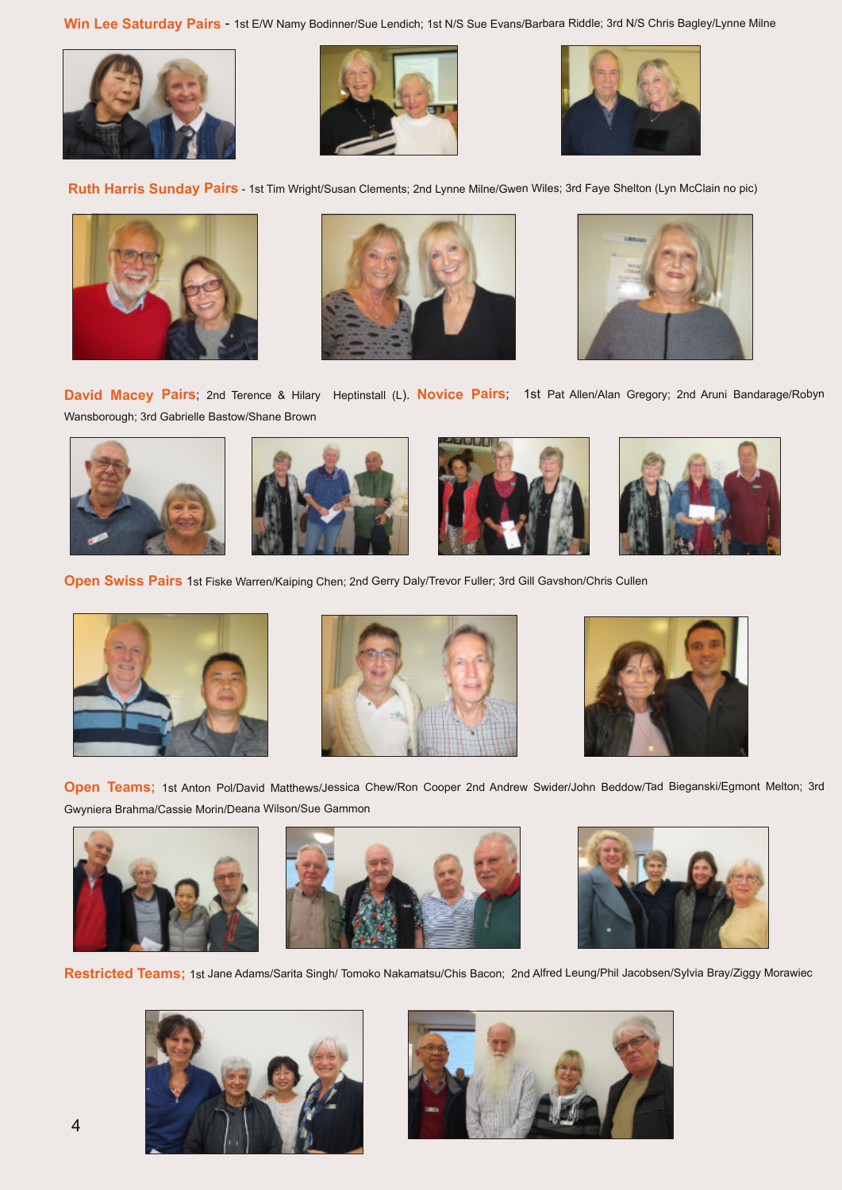**Win Lee Saturday Pairs** - 1st E/W Namy Bodinner/Sue Lendich; 1st N/S Sue Evans/Barbara Riddle; 3rd N/S Chris Bagley/Lynne Milne

**Ruth Harris Sunday Pairs** - 1st Tim Wright/Susan Clements; 2nd Lynne Milne/Gwen Wiles; 3rd Faye Shelton (Lyn McClain no pic)

**David Macey Pairs**; 2nd Terence & Hilary Heptinstall (L). **Novice Pairs**; 1st Pat Allen/Alan Gregory; 2nd Aruni Bandarage/Robyn Wansborough; 3rd Gabrielle Bastow/Shane Brown

**Open Swiss Pairs** 1st Fiske Warren/Kaiping Chen; 2nd Gerry Daly/Trevor Fuller; 3rd Gill Gavshon/Chris Cullen

**Open Teams;** 1st Anton Pol/David Matthews/Jessica Chew/Ron Cooper 2nd Andrew Swider/John Beddow/Tad Bieganski/Egmont Melton; 3rd Gwyniera Brahma/Cassie Morin/Deana Wilson/Sue Gammon

**Restricted Teams;** 1st Jane Adams/Sarita Singh/ Tomoko Nakamatsu/Chis Bacon; 2nd Alfred Leung/Phil Jacobsen/Sylvia Bray/Ziggy Morawiec